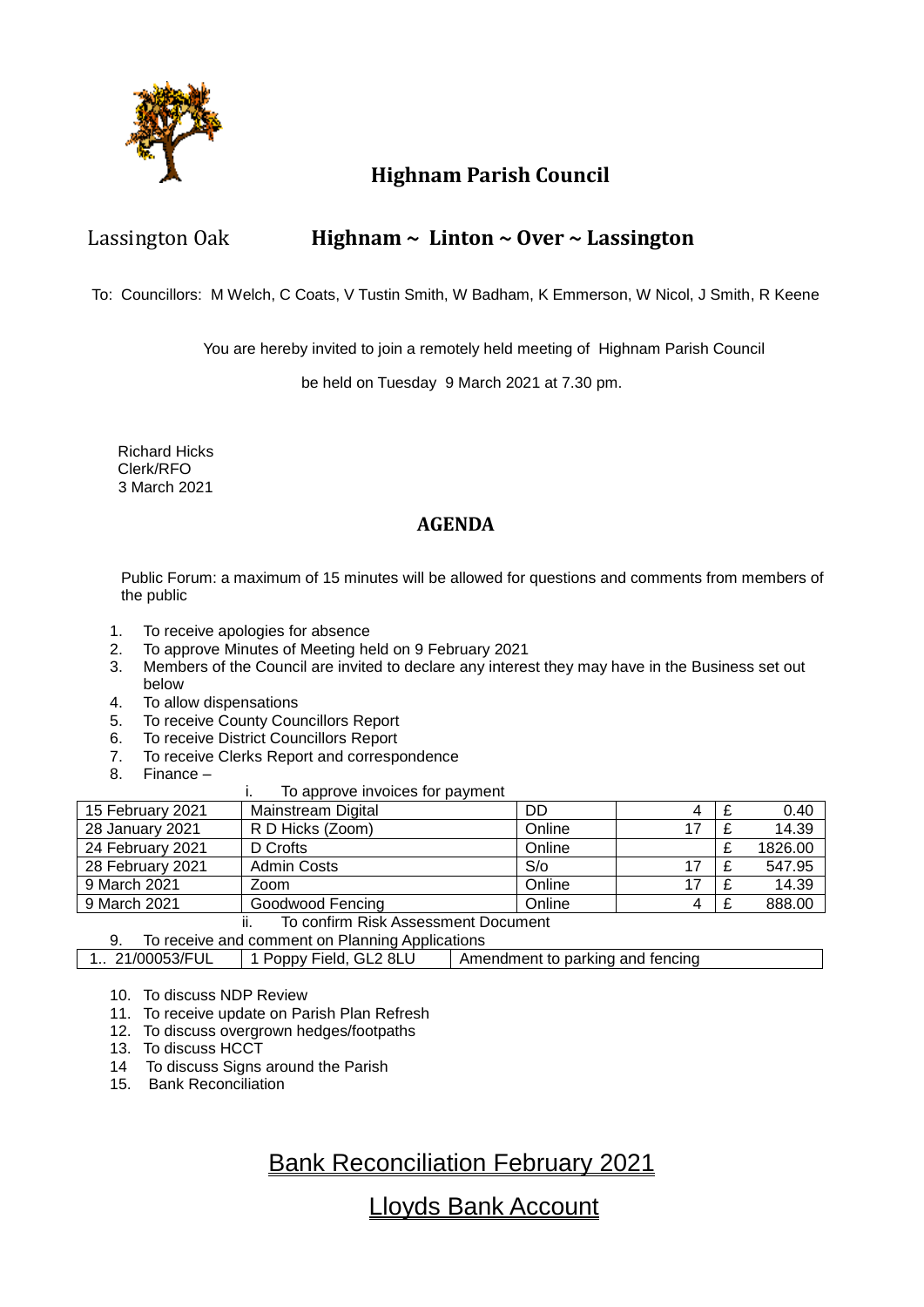# Highnam Parish Council

Lassington Oak **Highnam ~ Linton ~ Over ~ Lassington**

To: Councillors: M Welch, C Coats, V Tustin Smith, W Badham, K Emmerson, W Nicol, J Smith, R Keene

You are hereby invited to join a remotely held meeting of Highnam Parish Council

be held on Tuesday 9 March 2021 at 7.30 pm.

Richard Hicks
Clerk/RFO
3 March 2021

## AGENDA

Public Forum: a maximum of 15 minutes will be allowed for questions and comments from members of the public

1. To receive apologies for absence
2. To approve Minutes of Meeting held on 9 February 2021
3. Members of the Council are invited to declare any interest they may have in the Business set out below
4. To allow dispensations
5. To receive County Councillors Report
6. To receive District Councillors Report
7. To receive Clerks Report and correspondence
8. Finance –
   i. To approve invoices for payment

| | | | | | |
|---|---|---|---|---|---|
| 15 February 2021 | Mainstream Digital | DD | 4 | £ | 0.40 |
| 28 January 2021 | R D Hicks (Zoom) | Online | 17 | £ | 14.39 |
| 24 February 2021 | D Crofts | Online | | £ | 1826.00 |
| 28 February 2021 | Admin Costs | S/o | 17 | £ | 547.95 |
| 9 March 2021 | Zoom | Online | 17 | £ | 14.39 |
| 9 March 2021 | Goodwood Fencing | Online | 4 | £ | 888.00 |

   ii. To confirm Risk Assessment Document

9. To receive and comment on Planning Applications

| | | |
|---|---|---|
| 1.. 21/00053/FUL | 1 Poppy Field, GL2 8LU | Amendment to parking and fencing |

10. To discuss NDP Review
11. To receive update on Parish Plan Refresh
12. To discuss overgrown hedges/footpaths
13. To discuss HCCT
14. To discuss Signs around the Parish
15. Bank Reconciliation

# Bank Reconciliation February 2021

# Lloyds Bank Account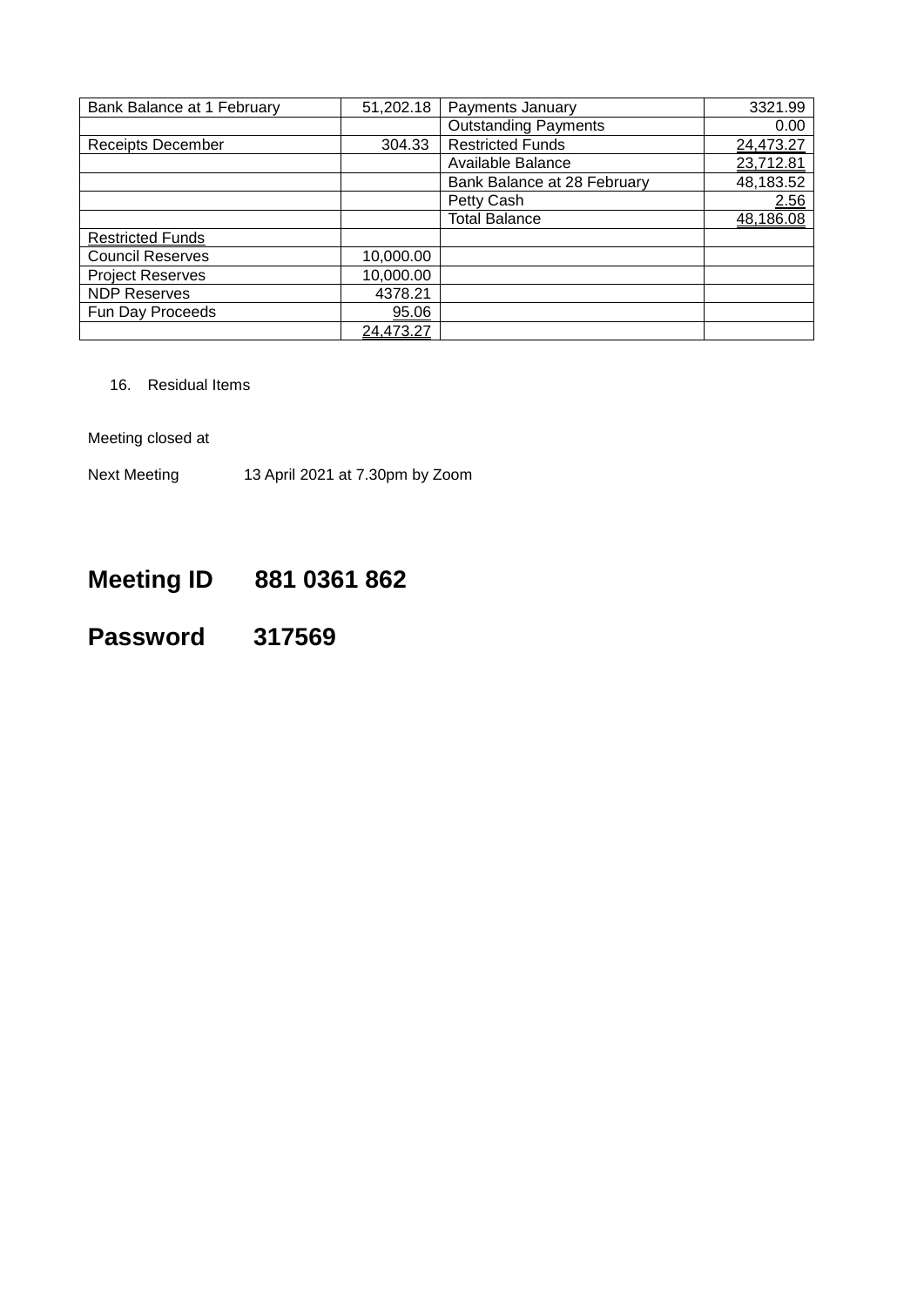| | | | |
|---|---|---|---|
| Bank Balance at 1 February | 51,202.18 | Payments January | 3321.99 |
| | | Outstanding Payments | 0.00 |
| Receipts December | 304.33 | Restricted Funds | 24,473.27 |
| | | Available Balance | 23,712.81 |
| | | Bank Balance at 28 February | 48,183.52 |
| | | Petty Cash | 2.56 |
| | | Total Balance | 48,186.08 |
| Restricted Funds | | | |
| Council Reserves | 10,000.00 | | |
| Project Reserves | 10,000.00 | | |
| NDP Reserves | 4378.21 | | |
| Fun Day Proceeds | 95.06 | | |
| | 24,473.27 | | |

16. Residual Items

Meeting closed at

Next Meeting 13 April 2021 at 7.30pm by Zoom

**Meeting ID 881 0361 862**

**Password 317569**